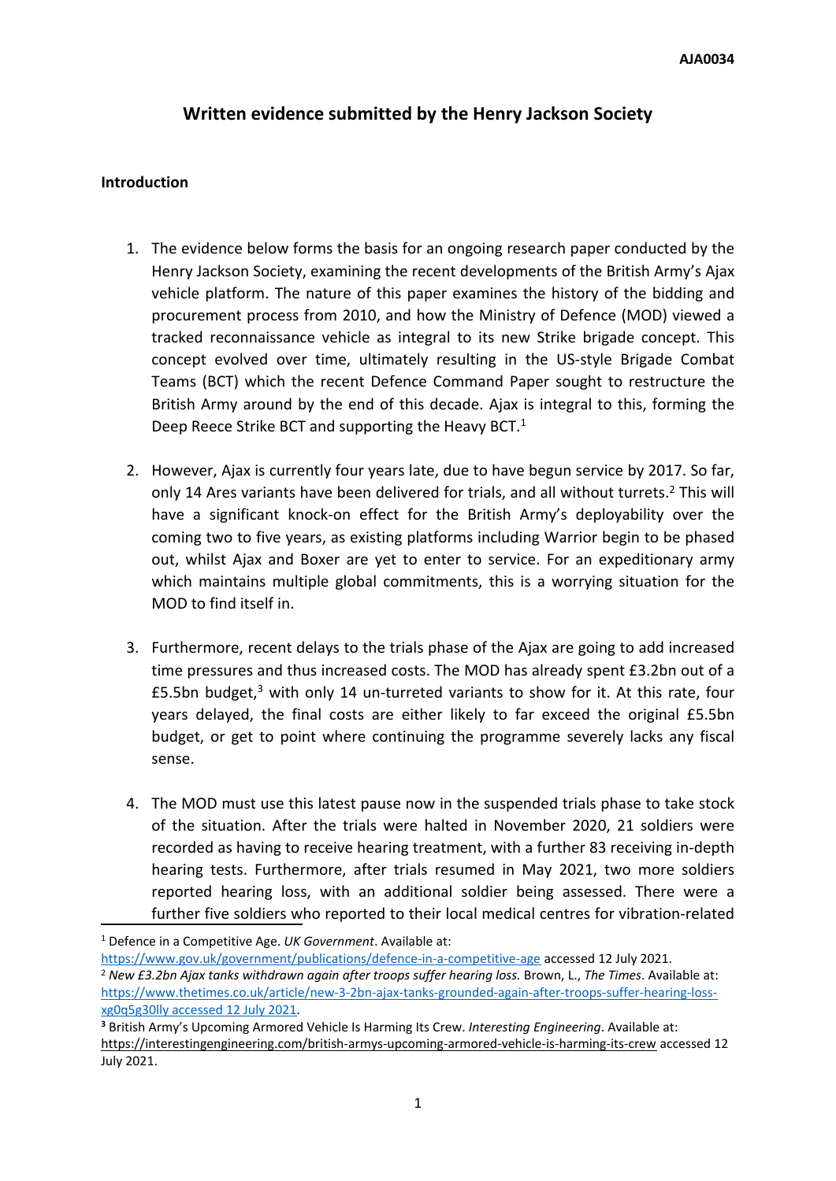AJA0034

# Written evidence submitted by the Henry Jackson Society

## Introduction

1. The evidence below forms the basis for an ongoing research paper conducted by the Henry Jackson Society, examining the recent developments of the British Army's Ajax vehicle platform. The nature of this paper examines the history of the bidding and procurement process from 2010, and how the Ministry of Defence (MOD) viewed a tracked reconnaissance vehicle as integral to its new Strike brigade concept. This concept evolved over time, ultimately resulting in the US-style Brigade Combat Teams (BCT) which the recent Defence Command Paper sought to restructure the British Army around by the end of this decade. Ajax is integral to this, forming the Deep Reece Strike BCT and supporting the Heavy BCT.[1]

2. However, Ajax is currently four years late, due to have begun service by 2017. So far, only 14 Ares variants have been delivered for trials, and all without turrets.[2] This will have a significant knock-on effect for the British Army's deployability over the coming two to five years, as existing platforms including Warrior begin to be phased out, whilst Ajax and Boxer are yet to enter to service. For an expeditionary army which maintains multiple global commitments, this is a worrying situation for the MOD to find itself in.

3. Furthermore, recent delays to the trials phase of the Ajax are going to add increased time pressures and thus increased costs. The MOD has already spent £3.2bn out of a £5.5bn budget,[3] with only 14 un-turreted variants to show for it. At this rate, four years delayed, the final costs are either likely to far exceed the original £5.5bn budget, or get to point where continuing the programme severely lacks any fiscal sense.

4. The MOD must use this latest pause now in the suspended trials phase to take stock of the situation. After the trials were halted in November 2020, 21 soldiers were recorded as having to receive hearing treatment, with a further 83 receiving in-depth hearing tests. Furthermore, after trials resumed in May 2021, two more soldiers reported hearing loss, with an additional soldier being assessed. There were a further five soldiers who reported to their local medical centres for vibration-related

---

[1] Defence in a Competitive Age. *UK Government*. Available at: https://www.gov.uk/government/publications/defence-in-a-competitive-age accessed 12 July 2021.

[2] *New £3.2bn Ajax tanks withdrawn again after troops suffer hearing loss.* Brown, L., *The Times*. Available at: https://www.thetimes.co.uk/article/new-3-2bn-ajax-tanks-grounded-again-after-troops-suffer-hearing-loss-xg0q5g30lly accessed 12 July 2021.

[3] British Army's Upcoming Armored Vehicle Is Harming Its Crew. *Interesting Engineering*. Available at: https://interestingengineering.com/british-armys-upcoming-armored-vehicle-is-harming-its-crew accessed 12 July 2021.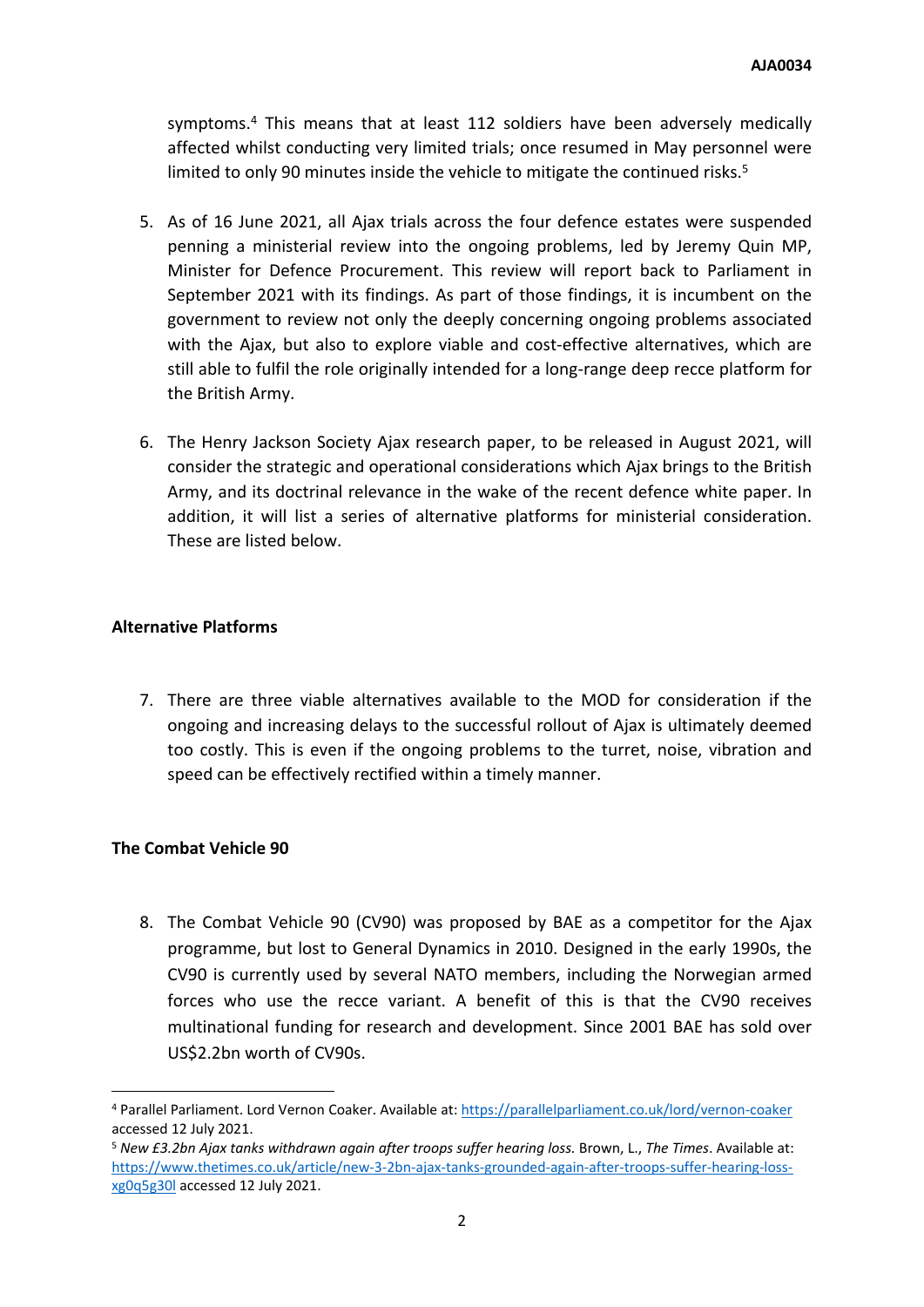symptoms.[4] This means that at least 112 soldiers have been adversely medically affected whilst conducting very limited trials; once resumed in May personnel were limited to only 90 minutes inside the vehicle to mitigate the continued risks.[5]

5. As of 16 June 2021, all Ajax trials across the four defence estates were suspended penning a ministerial review into the ongoing problems, led by Jeremy Quin MP, Minister for Defence Procurement. This review will report back to Parliament in September 2021 with its findings. As part of those findings, it is incumbent on the government to review not only the deeply concerning ongoing problems associated with the Ajax, but also to explore viable and cost-effective alternatives, which are still able to fulfil the role originally intended for a long-range deep recce platform for the British Army.

6. The Henry Jackson Society Ajax research paper, to be released in August 2021, will consider the strategic and operational considerations which Ajax brings to the British Army, and its doctrinal relevance in the wake of the recent defence white paper. In addition, it will list a series of alternative platforms for ministerial consideration. These are listed below.

**Alternative Platforms**

7. There are three viable alternatives available to the MOD for consideration if the ongoing and increasing delays to the successful rollout of Ajax is ultimately deemed too costly. This is even if the ongoing problems to the turret, noise, vibration and speed can be effectively rectified within a timely manner.

**The Combat Vehicle 90**

8. The Combat Vehicle 90 (CV90) was proposed by BAE as a competitor for the Ajax programme, but lost to General Dynamics in 2010. Designed in the early 1990s, the CV90 is currently used by several NATO members, including the Norwegian armed forces who use the recce variant. A benefit of this is that the CV90 receives multinational funding for research and development. Since 2001 BAE has sold over US$2.2bn worth of CV90s.

---

[4] Parallel Parliament. Lord Vernon Coaker. Available at: https://parallelparliament.co.uk/lord/vernon-coaker accessed 12 July 2021.

[5] *New £3.2bn Ajax tanks withdrawn again after troops suffer hearing loss.* Brown, L., *The Times*. Available at: https://www.thetimes.co.uk/article/new-3-2bn-ajax-tanks-grounded-again-after-troops-suffer-hearing-loss-xg0q5g30l accessed 12 July 2021.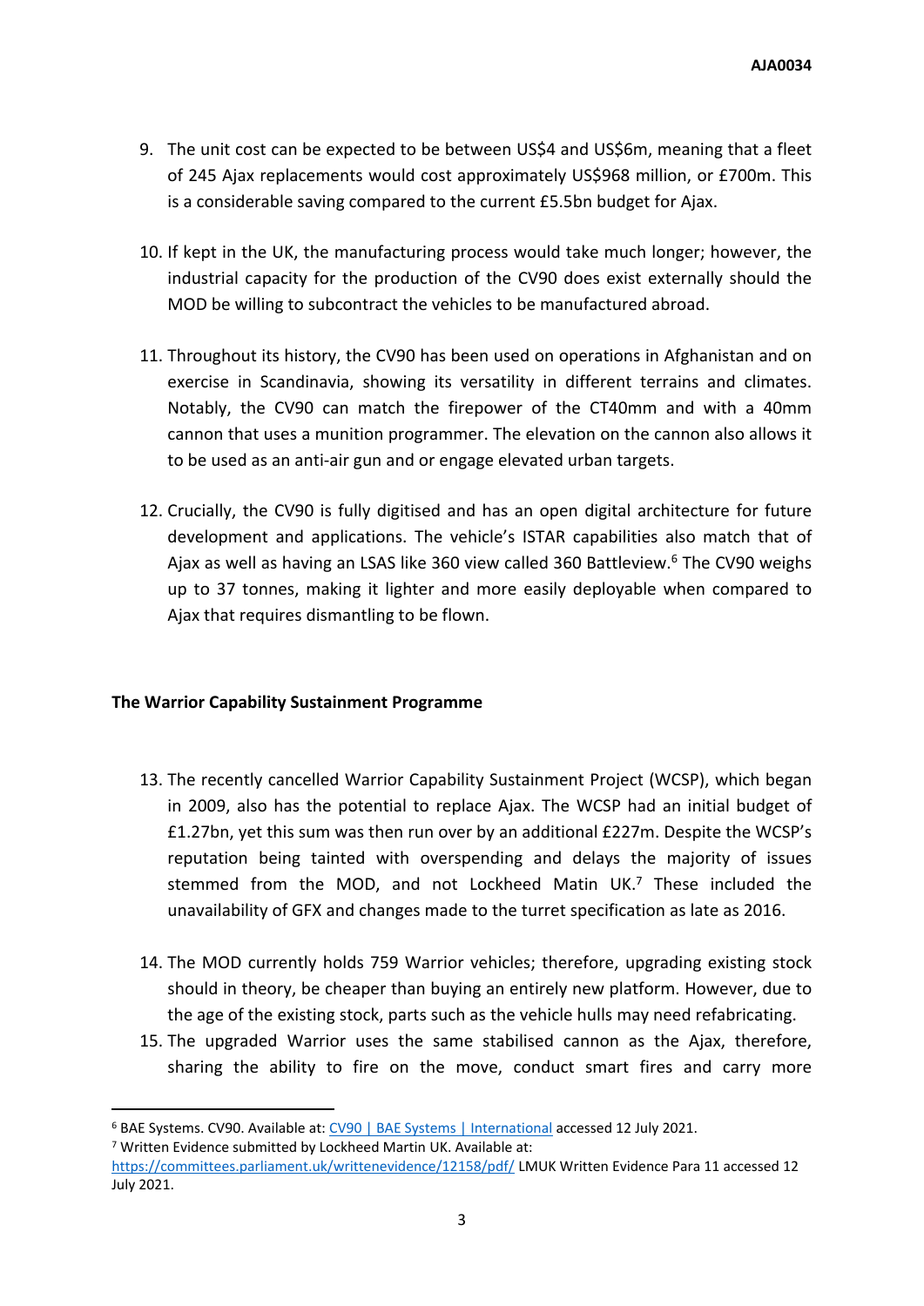9. The unit cost can be expected to be between US$4 and US$6m, meaning that a fleet of 245 Ajax replacements would cost approximately US$968 million, or £700m. This is a considerable saving compared to the current £5.5bn budget for Ajax.

10. If kept in the UK, the manufacturing process would take much longer; however, the industrial capacity for the production of the CV90 does exist externally should the MOD be willing to subcontract the vehicles to be manufactured abroad.

11. Throughout its history, the CV90 has been used on operations in Afghanistan and on exercise in Scandinavia, showing its versatility in different terrains and climates. Notably, the CV90 can match the firepower of the CT40mm and with a 40mm cannon that uses a munition programmer. The elevation on the cannon also allows it to be used as an anti-air gun and or engage elevated urban targets.

12. Crucially, the CV90 is fully digitised and has an open digital architecture for future development and applications. The vehicle's ISTAR capabilities also match that of Ajax as well as having an LSAS like 360 view called 360 Battleview.[6] The CV90 weighs up to 37 tonnes, making it lighter and more easily deployable when compared to Ajax that requires dismantling to be flown.

**The Warrior Capability Sustainment Programme**

13. The recently cancelled Warrior Capability Sustainment Project (WCSP), which began in 2009, also has the potential to replace Ajax. The WCSP had an initial budget of £1.27bn, yet this sum was then run over by an additional £227m. Despite the WCSP's reputation being tainted with overspending and delays the majority of issues stemmed from the MOD, and not Lockheed Matin UK.[7] These included the unavailability of GFX and changes made to the turret specification as late as 2016.

14. The MOD currently holds 759 Warrior vehicles; therefore, upgrading existing stock should in theory, be cheaper than buying an entirely new platform. However, due to the age of the existing stock, parts such as the vehicle hulls may need refabricating.

15. The upgraded Warrior uses the same stabilised cannon as the Ajax, therefore, sharing the ability to fire on the move, conduct smart fires and carry more

[6] BAE Systems. CV90. Available at: CV90 | BAE Systems | International accessed 12 July 2021.

[7] Written Evidence submitted by Lockheed Martin UK. Available at: https://committees.parliament.uk/writtenevidence/12158/pdf/ LMUK Written Evidence Para 11 accessed 12 July 2021.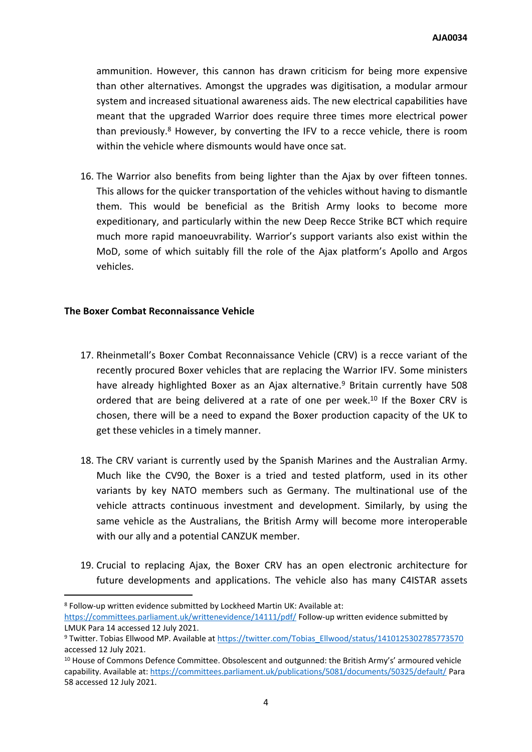ammunition. However, this cannon has drawn criticism for being more expensive than other alternatives. Amongst the upgrades was digitisation, a modular armour system and increased situational awareness aids. The new electrical capabilities have meant that the upgraded Warrior does require three times more electrical power than previously.[8] However, by converting the IFV to a recce vehicle, there is room within the vehicle where dismounts would have once sat.

16. The Warrior also benefits from being lighter than the Ajax by over fifteen tonnes. This allows for the quicker transportation of the vehicles without having to dismantle them. This would be beneficial as the British Army looks to become more expeditionary, and particularly within the new Deep Recce Strike BCT which require much more rapid manoeuvrability. Warrior's support variants also exist within the MoD, some of which suitably fill the role of the Ajax platform's Apollo and Argos vehicles.

**The Boxer Combat Reconnaissance Vehicle**

17. Rheinmetall's Boxer Combat Reconnaissance Vehicle (CRV) is a recce variant of the recently procured Boxer vehicles that are replacing the Warrior IFV. Some ministers have already highlighted Boxer as an Ajax alternative.[9] Britain currently have 508 ordered that are being delivered at a rate of one per week.[10] If the Boxer CRV is chosen, there will be a need to expand the Boxer production capacity of the UK to get these vehicles in a timely manner.

18. The CRV variant is currently used by the Spanish Marines and the Australian Army. Much like the CV90, the Boxer is a tried and tested platform, used in its other variants by key NATO members such as Germany. The multinational use of the vehicle attracts continuous investment and development. Similarly, by using the same vehicle as the Australians, the British Army will become more interoperable with our ally and a potential CANZUK member.

19. Crucial to replacing Ajax, the Boxer CRV has an open electronic architecture for future developments and applications. The vehicle also has many C4ISTAR assets

---

[8] Follow-up written evidence submitted by Lockheed Martin UK: Available at: https://committees.parliament.uk/writtenevidence/14111/pdf/ Follow-up written evidence submitted by LMUK Para 14 accessed 12 July 2021.

[9] Twitter. Tobias Ellwood MP. Available at https://twitter.com/Tobias_Ellwood/status/1410125302785773570 accessed 12 July 2021.

[10] House of Commons Defence Committee. Obsolescent and outgunned: the British Army's' armoured vehicle capability. Available at: https://committees.parliament.uk/publications/5081/documents/50325/default/ Para 58 accessed 12 July 2021.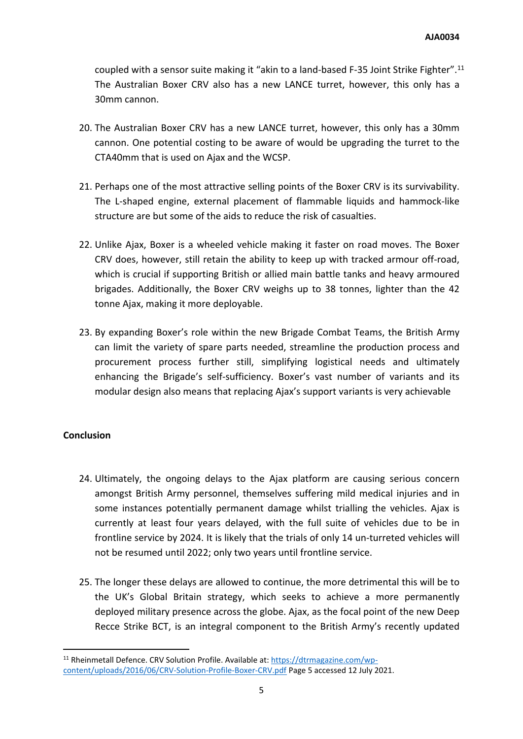coupled with a sensor suite making it “akin to a land-based F-35 Joint Strike Fighter”.[11] The Australian Boxer CRV also has a new LANCE turret, however, this only has a 30mm cannon.

20. The Australian Boxer CRV has a new LANCE turret, however, this only has a 30mm cannon. One potential costing to be aware of would be upgrading the turret to the CTA40mm that is used on Ajax and the WCSP.

21. Perhaps one of the most attractive selling points of the Boxer CRV is its survivability. The L-shaped engine, external placement of flammable liquids and hammock-like structure are but some of the aids to reduce the risk of casualties.

22. Unlike Ajax, Boxer is a wheeled vehicle making it faster on road moves. The Boxer CRV does, however, still retain the ability to keep up with tracked armour off-road, which is crucial if supporting British or allied main battle tanks and heavy armoured brigades. Additionally, the Boxer CRV weighs up to 38 tonnes, lighter than the 42 tonne Ajax, making it more deployable.

23. By expanding Boxer’s role within the new Brigade Combat Teams, the British Army can limit the variety of spare parts needed, streamline the production process and procurement process further still, simplifying logistical needs and ultimately enhancing the Brigade’s self-sufficiency. Boxer’s vast number of variants and its modular design also means that replacing Ajax’s support variants is very achievable

**Conclusion**

24. Ultimately, the ongoing delays to the Ajax platform are causing serious concern amongst British Army personnel, themselves suffering mild medical injuries and in some instances potentially permanent damage whilst trialling the vehicles. Ajax is currently at least four years delayed, with the full suite of vehicles due to be in frontline service by 2024. It is likely that the trials of only 14 un-turreted vehicles will not be resumed until 2022; only two years until frontline service.

25. The longer these delays are allowed to continue, the more detrimental this will be to the UK’s Global Britain strategy, which seeks to achieve a more permanently deployed military presence across the globe. Ajax, as the focal point of the new Deep Recce Strike BCT, is an integral component to the British Army’s recently updated

---

[11] Rheinmetall Defence. CRV Solution Profile. Available at: https://dtrmagazine.com/wp-content/uploads/2016/06/CRV-Solution-Profile-Boxer-CRV.pdf Page 5 accessed 12 July 2021.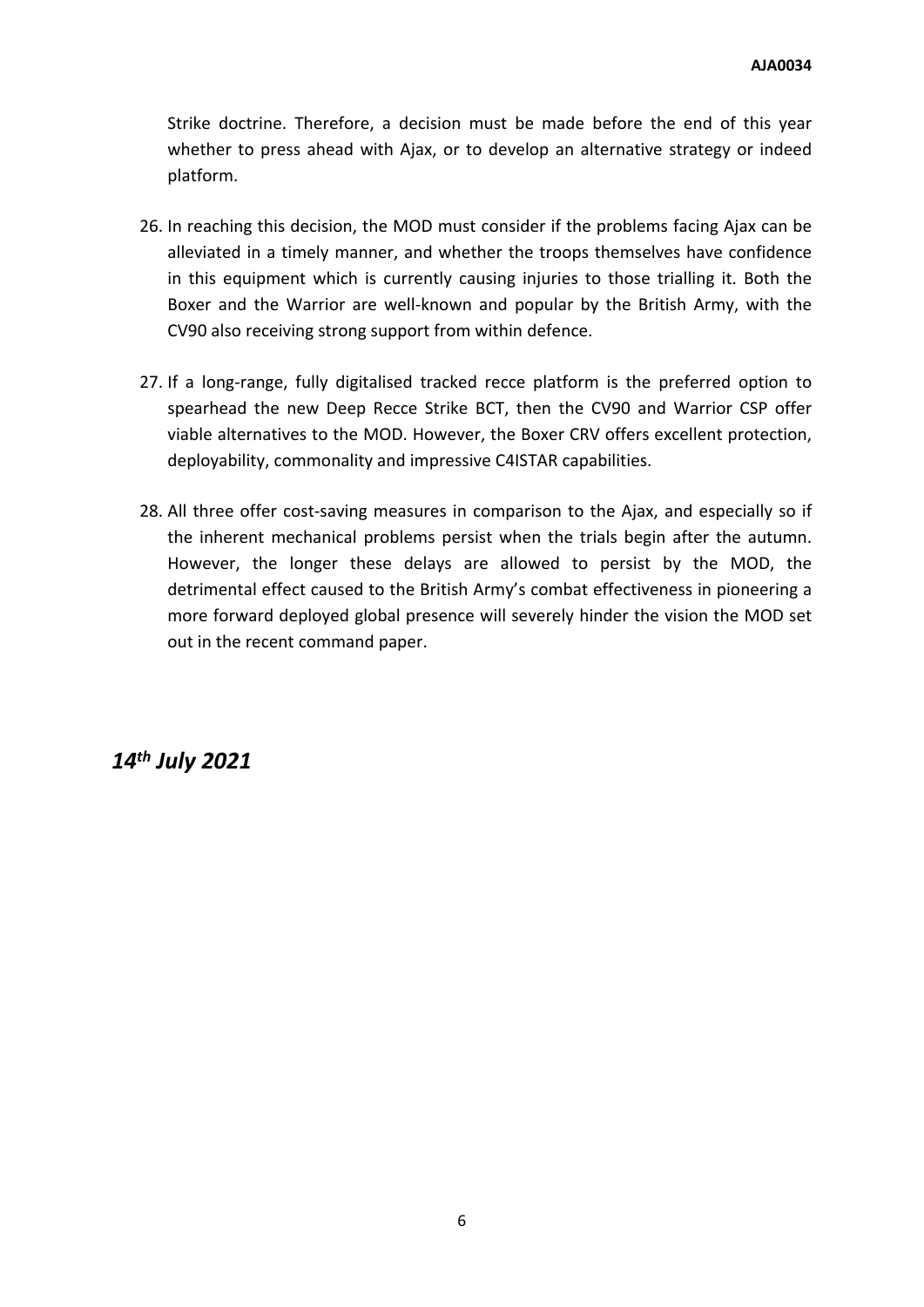Strike doctrine. Therefore, a decision must be made before the end of this year whether to press ahead with Ajax, or to develop an alternative strategy or indeed platform.

26. In reaching this decision, the MOD must consider if the problems facing Ajax can be alleviated in a timely manner, and whether the troops themselves have confidence in this equipment which is currently causing injuries to those trialling it. Both the Boxer and the Warrior are well-known and popular by the British Army, with the CV90 also receiving strong support from within defence.

27. If a long-range, fully digitalised tracked recce platform is the preferred option to spearhead the new Deep Recce Strike BCT, then the CV90 and Warrior CSP offer viable alternatives to the MOD. However, the Boxer CRV offers excellent protection, deployability, commonality and impressive C4ISTAR capabilities.

28. All three offer cost-saving measures in comparison to the Ajax, and especially so if the inherent mechanical problems persist when the trials begin after the autumn. However, the longer these delays are allowed to persist by the MOD, the detrimental effect caused to the British Army's combat effectiveness in pioneering a more forward deployed global presence will severely hinder the vision the MOD set out in the recent command paper.

***14th July 2021***